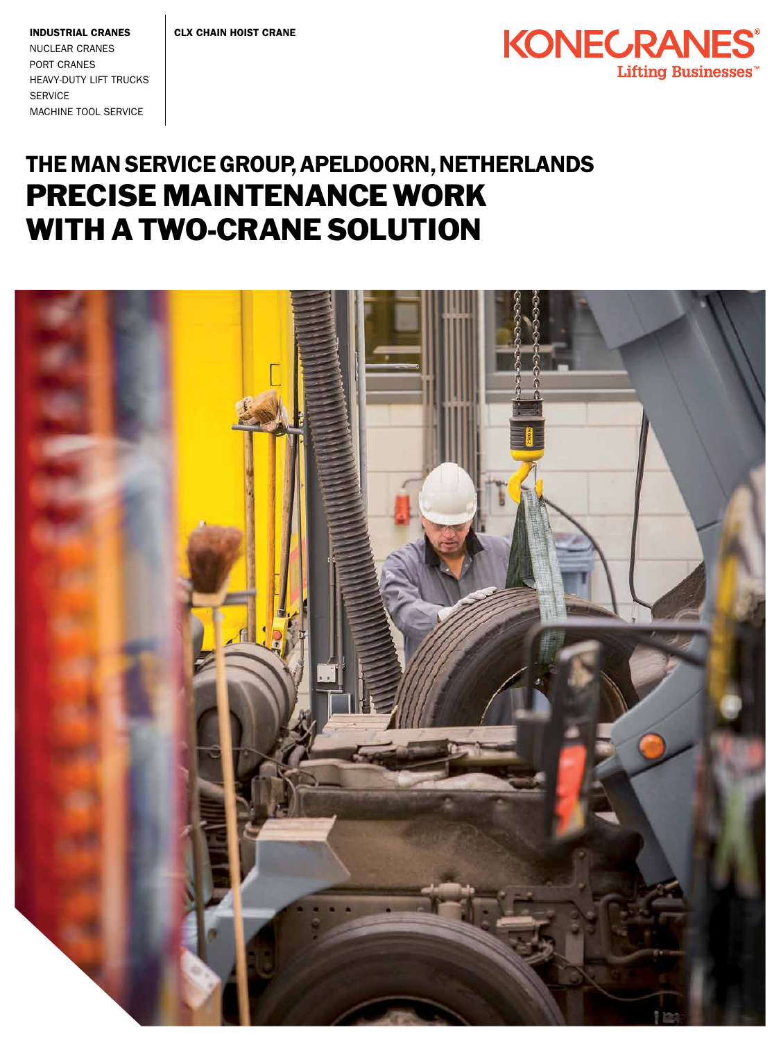**INDUSTRIAL CRANES**
NUCLEAR CRANES
PORT CRANES
HEAVY-DUTY LIFT TRUCKS
SERVICE
MACHINE TOOL SERVICE

**CLX CHAIN HOIST CRANE**

KONECRANES
Lifting Businesses™

## THE MAN SERVICE GROUP, APELDOORN, NETHERLANDS

# PRECISE MAINTENANCE WORK WITH A TWO-CRANE SOLUTION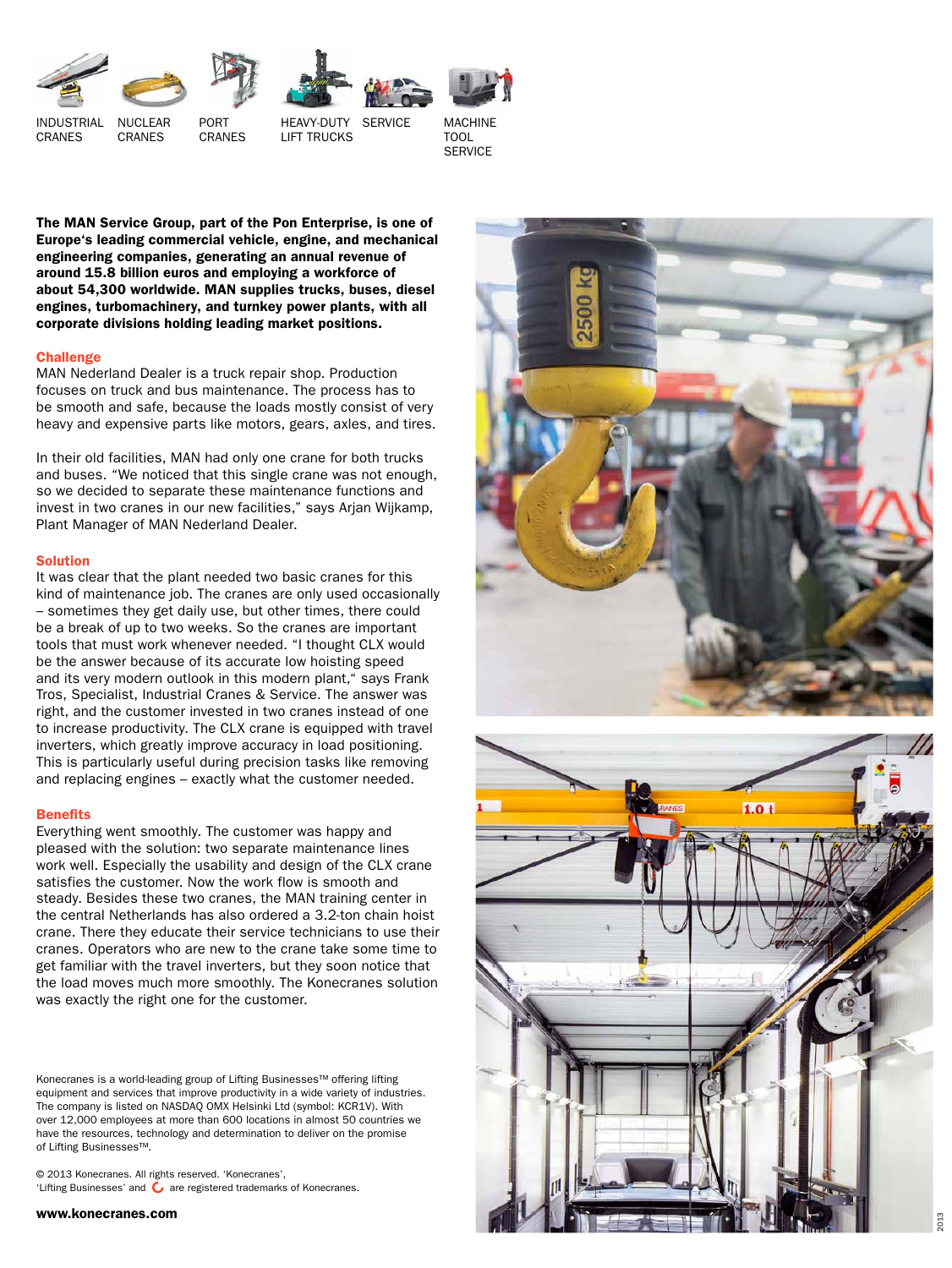INDUSTRIAL CRANES

NUCLEAR CRANES

PORT CRANES

HEAVY-DUTY LIFT TRUCKS

SERVICE

MACHINE TOOL SERVICE

**The MAN Service Group, part of the Pon Enterprise, is one of Europe's leading commercial vehicle, engine, and mechanical engineering companies, generating an annual revenue of around 15.8 billion euros and employing a workforce of about 54,300 worldwide. MAN supplies trucks, buses, diesel engines, turbomachinery, and turnkey power plants, with all corporate divisions holding leading market positions.**

## Challenge

MAN Nederland Dealer is a truck repair shop. Production focuses on truck and bus maintenance. The process has to be smooth and safe, because the loads mostly consist of very heavy and expensive parts like motors, gears, axles, and tires.

In their old facilities, MAN had only one crane for both trucks and buses. "We noticed that this single crane was not enough, so we decided to separate these maintenance functions and invest in two cranes in our new facilities," says Arjan Wijkamp, Plant Manager of MAN Nederland Dealer.

## Solution

It was clear that the plant needed two basic cranes for this kind of maintenance job. The cranes are only used occasionally – sometimes they get daily use, but other times, there could be a break of up to two weeks. So the cranes are important tools that must work whenever needed. "I thought CLX would be the answer because of its accurate low hoisting speed and its very modern outlook in this modern plant," says Frank Tros, Specialist, Industrial Cranes & Service. The answer was right, and the customer invested in two cranes instead of one to increase productivity. The CLX crane is equipped with travel inverters, which greatly improve accuracy in load positioning. This is particularly useful during precision tasks like removing and replacing engines – exactly what the customer needed.

## Benefits

Everything went smoothly. The customer was happy and pleased with the solution: two separate maintenance lines work well. Especially the usability and design of the CLX crane satisfies the customer. Now the work flow is smooth and steady. Besides these two cranes, the MAN training center in the central Netherlands has also ordered a 3.2-ton chain hoist crane. There they educate their service technicians to use their cranes. Operators who are new to the crane take some time to get familiar with the travel inverters, but they soon notice that the load moves much more smoothly. The Konecranes solution was exactly the right one for the customer.

Konecranes is a world-leading group of Lifting Businesses™ offering lifting equipment and services that improve productivity in a wide variety of industries. The company is listed on NASDAQ OMX Helsinki Ltd (symbol: KCR1V). With over 12,000 employees at more than 600 locations in almost 50 countries we have the resources, technology and determination to deliver on the promise of Lifting Businesses™.

© 2013 Konecranes. All rights reserved. 'Konecranes', 'Lifting Businesses' and are registered trademarks of Konecranes.

**www.konecranes.com**

2013